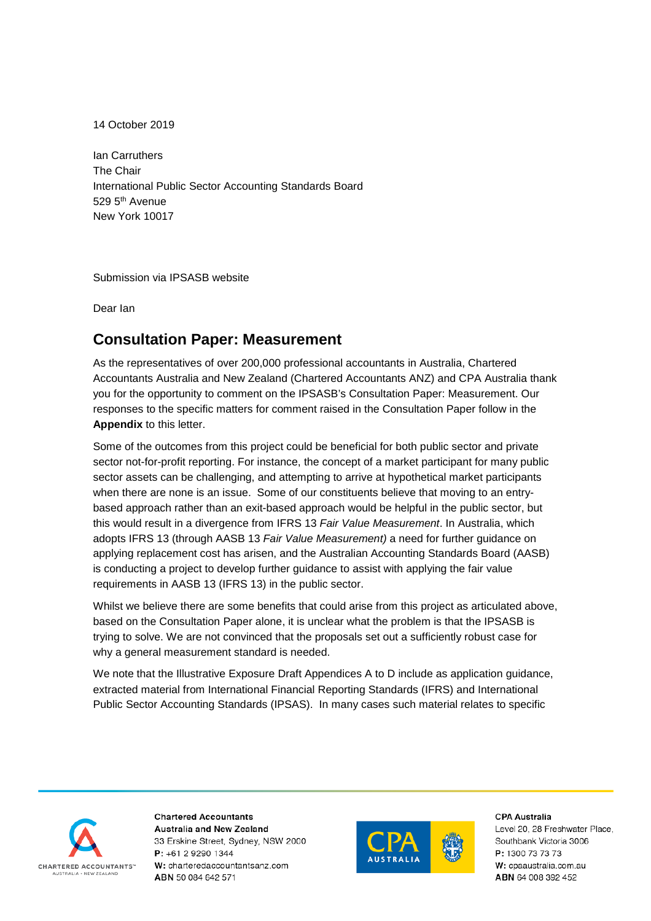14 October 2019

Ian Carruthers
The Chair
International Public Sector Accounting Standards Board
529 5th Avenue
New York 10017

Submission via IPSASB website

Dear Ian

## Consultation Paper: Measurement

As the representatives of over 200,000 professional accountants in Australia, Chartered Accountants Australia and New Zealand (Chartered Accountants ANZ) and CPA Australia thank you for the opportunity to comment on the IPSASB's Consultation Paper: Measurement. Our responses to the specific matters for comment raised in the Consultation Paper follow in the **Appendix** to this letter.

Some of the outcomes from this project could be beneficial for both public sector and private sector not-for-profit reporting. For instance, the concept of a market participant for many public sector assets can be challenging, and attempting to arrive at hypothetical market participants when there are none is an issue. Some of our constituents believe that moving to an entry-based approach rather than an exit-based approach would be helpful in the public sector, but this would result in a divergence from IFRS 13 *Fair Value Measurement*. In Australia, which adopts IFRS 13 (through AASB 13 *Fair Value Measurement)* a need for further guidance on applying replacement cost has arisen, and the Australian Accounting Standards Board (AASB) is conducting a project to develop further guidance to assist with applying the fair value requirements in AASB 13 (IFRS 13) in the public sector.

Whilst we believe there are some benefits that could arise from this project as articulated above, based on the Consultation Paper alone, it is unclear what the problem is that the IPSASB is trying to solve. We are not convinced that the proposals set out a sufficiently robust case for why a general measurement standard is needed.

We note that the Illustrative Exposure Draft Appendices A to D include as application guidance, extracted material from International Financial Reporting Standards (IFRS) and International Public Sector Accounting Standards (IPSAS). In many cases such material relates to specific

**Chartered Accountants Australia and New Zealand**
33 Erskine Street, Sydney, NSW 2000
**P:** +61 2 9290 1344
**W:** charteredaccountantsanz.com
**ABN** 50 084 642 571

**CPA Australia**
Level 20, 28 Freshwater Place, Southbank Victoria 3006
**P:** 1300 73 73 73
**W:** cpaaustralia.com.au
**ABN** 64 008 392 452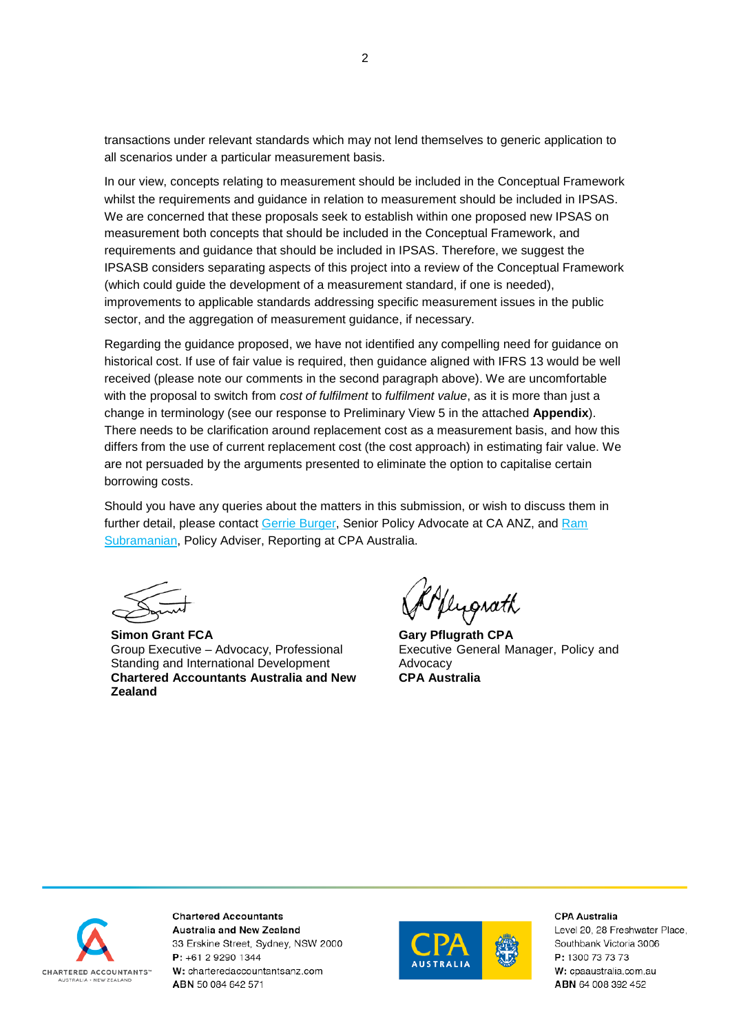transactions under relevant standards which may not lend themselves to generic application to all scenarios under a particular measurement basis.

In our view, concepts relating to measurement should be included in the Conceptual Framework whilst the requirements and guidance in relation to measurement should be included in IPSAS. We are concerned that these proposals seek to establish within one proposed new IPSAS on measurement both concepts that should be included in the Conceptual Framework, and requirements and guidance that should be included in IPSAS. Therefore, we suggest the IPSASB considers separating aspects of this project into a review of the Conceptual Framework (which could guide the development of a measurement standard, if one is needed), improvements to applicable standards addressing specific measurement issues in the public sector, and the aggregation of measurement guidance, if necessary.

Regarding the guidance proposed, we have not identified any compelling need for guidance on historical cost. If use of fair value is required, then guidance aligned with IFRS 13 would be well received (please note our comments in the second paragraph above). We are uncomfortable with the proposal to switch from *cost of fulfilment* to *fulfilment value*, as it is more than just a change in terminology (see our response to Preliminary View 5 in the attached **Appendix**). There needs to be clarification around replacement cost as a measurement basis, and how this differs from the use of current replacement cost (the cost approach) in estimating fair value. We are not persuaded by the arguments presented to eliminate the option to capitalise certain borrowing costs.

Should you have any queries about the matters in this submission, or wish to discuss them in further detail, please contact Gerrie Burger, Senior Policy Advocate at CA ANZ, and Ram Subramanian, Policy Adviser, Reporting at CPA Australia.

**Simon Grant FCA**
Group Executive – Advocacy, Professional Standing and International Development
**Chartered Accountants Australia and New Zealand**

**Gary Pflugrath CPA**
Executive General Manager, Policy and Advocacy
**CPA Australia**

**Chartered Accountants Australia and New Zealand**
33 Erskine Street, Sydney, NSW 2000
**P:** +61 2 9290 1344
**W:** charteredaccountantsanz.com
**ABN** 50 084 642 571

**CPA Australia**
Level 20, 28 Freshwater Place, Southbank Victoria 3006
**P:** 1300 73 73 73
**W:** cpaaustralia.com.au
**ABN** 64 008 392 452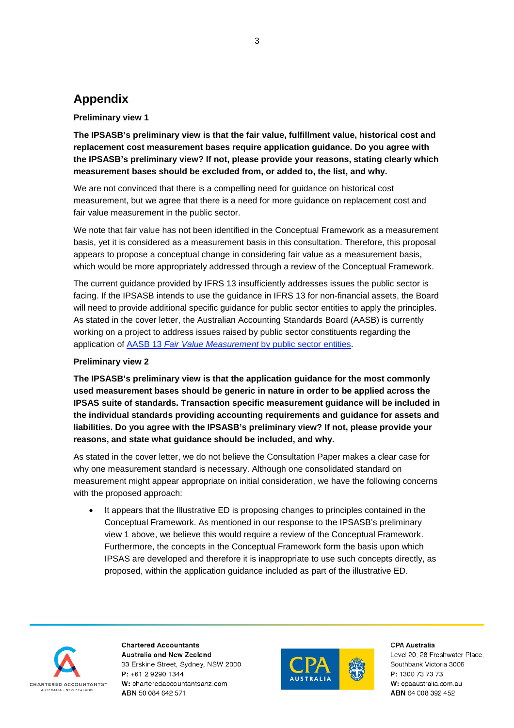## Appendix

**Preliminary view 1**

**The IPSASB's preliminary view is that the fair value, fulfillment value, historical cost and replacement cost measurement bases require application guidance. Do you agree with the IPSASB's preliminary view? If not, please provide your reasons, stating clearly which measurement bases should be excluded from, or added to, the list, and why.**

We are not convinced that there is a compelling need for guidance on historical cost measurement, but we agree that there is a need for more guidance on replacement cost and fair value measurement in the public sector.

We note that fair value has not been identified in the Conceptual Framework as a measurement basis, yet it is considered as a measurement basis in this consultation. Therefore, this proposal appears to propose a conceptual change in considering fair value as a measurement basis, which would be more appropriately addressed through a review of the Conceptual Framework.

The current guidance provided by IFRS 13 insufficiently addresses issues the public sector is facing. If the IPSASB intends to use the guidance in IFRS 13 for non-financial assets, the Board will need to provide additional specific guidance for public sector entities to apply the principles. As stated in the cover letter, the Australian Accounting Standards Board (AASB) is currently working on a project to address issues raised by public sector constituents regarding the application of AASB 13 *Fair Value Measurement* by public sector entities.

**Preliminary view 2**

**The IPSASB's preliminary view is that the application guidance for the most commonly used measurement bases should be generic in nature in order to be applied across the IPSAS suite of standards. Transaction specific measurement guidance will be included in the individual standards providing accounting requirements and guidance for assets and liabilities. Do you agree with the IPSASB's preliminary view? If not, please provide your reasons, and state what guidance should be included, and why.**

As stated in the cover letter, we do not believe the Consultation Paper makes a clear case for why one measurement standard is necessary. Although one consolidated standard on measurement might appear appropriate on initial consideration, we have the following concerns with the proposed approach:

- It appears that the Illustrative ED is proposing changes to principles contained in the Conceptual Framework. As mentioned in our response to the IPSASB's preliminary view 1 above, we believe this would require a review of the Conceptual Framework. Furthermore, the concepts in the Conceptual Framework form the basis upon which IPSAS are developed and therefore it is inappropriate to use such concepts directly, as proposed, within the application guidance included as part of the illustrative ED.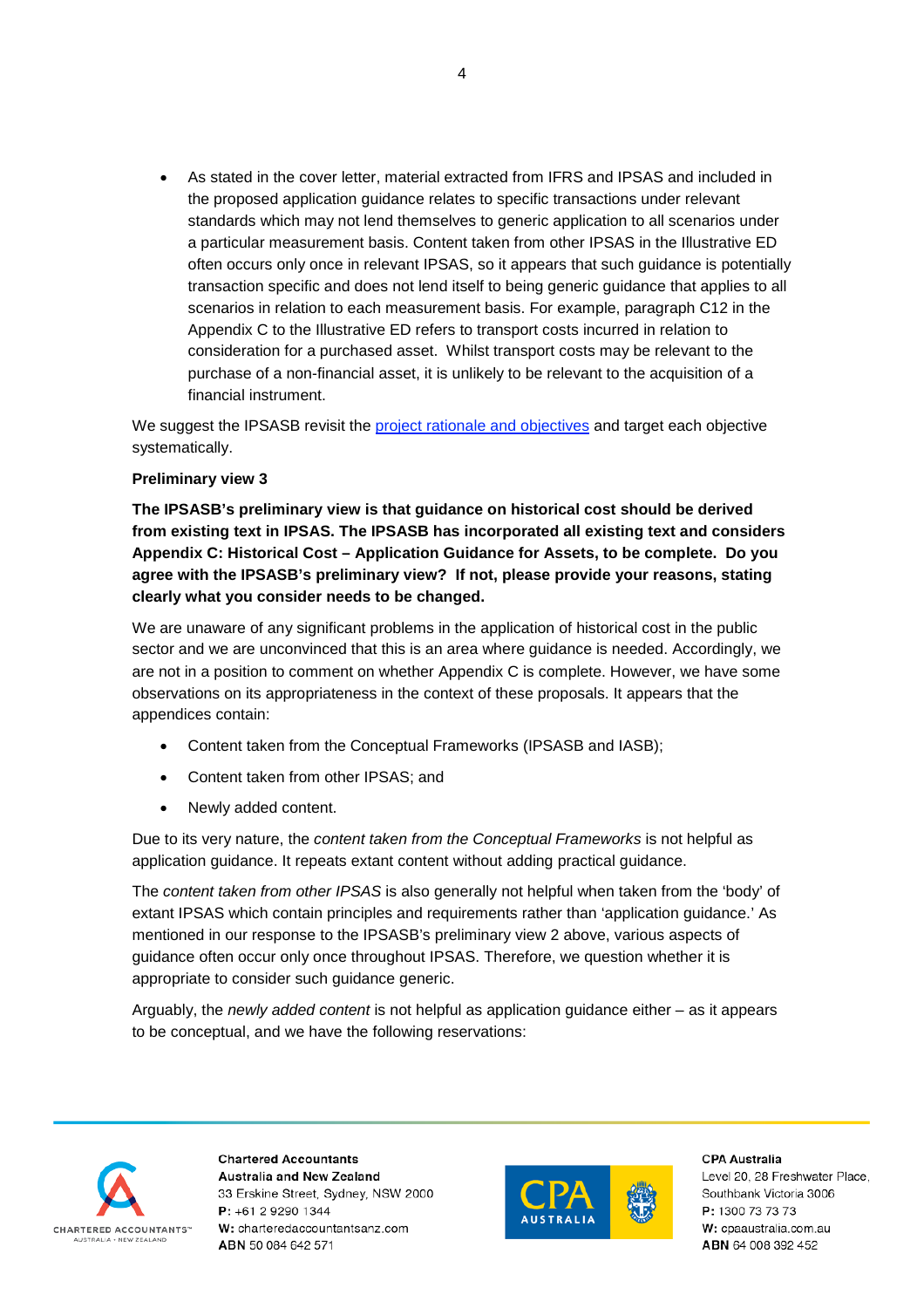- As stated in the cover letter, material extracted from IFRS and IPSAS and included in the proposed application guidance relates to specific transactions under relevant standards which may not lend themselves to generic application to all scenarios under a particular measurement basis. Content taken from other IPSAS in the Illustrative ED often occurs only once in relevant IPSAS, so it appears that such guidance is potentially transaction specific and does not lend itself to being generic guidance that applies to all scenarios in relation to each measurement basis. For example, paragraph C12 in the Appendix C to the Illustrative ED refers to transport costs incurred in relation to consideration for a purchased asset. Whilst transport costs may be relevant to the purchase of a non-financial asset, it is unlikely to be relevant to the acquisition of a financial instrument.

We suggest the IPSASB revisit the project rationale and objectives and target each objective systematically.

**Preliminary view 3**

**The IPSASB's preliminary view is that guidance on historical cost should be derived from existing text in IPSAS. The IPSASB has incorporated all existing text and considers Appendix C: Historical Cost – Application Guidance for Assets, to be complete. Do you agree with the IPSASB's preliminary view? If not, please provide your reasons, stating clearly what you consider needs to be changed.**

We are unaware of any significant problems in the application of historical cost in the public sector and we are unconvinced that this is an area where guidance is needed. Accordingly, we are not in a position to comment on whether Appendix C is complete. However, we have some observations on its appropriateness in the context of these proposals. It appears that the appendices contain:

- Content taken from the Conceptual Frameworks (IPSASB and IASB);
- Content taken from other IPSAS; and
- Newly added content.

Due to its very nature, the *content taken from the Conceptual Frameworks* is not helpful as application guidance. It repeats extant content without adding practical guidance.

The *content taken from other IPSAS* is also generally not helpful when taken from the 'body' of extant IPSAS which contain principles and requirements rather than 'application guidance.' As mentioned in our response to the IPSASB's preliminary view 2 above, various aspects of guidance often occur only once throughout IPSAS. Therefore, we question whether it is appropriate to consider such guidance generic.

Arguably, the *newly added content* is not helpful as application guidance either – as it appears to be conceptual, and we have the following reservations: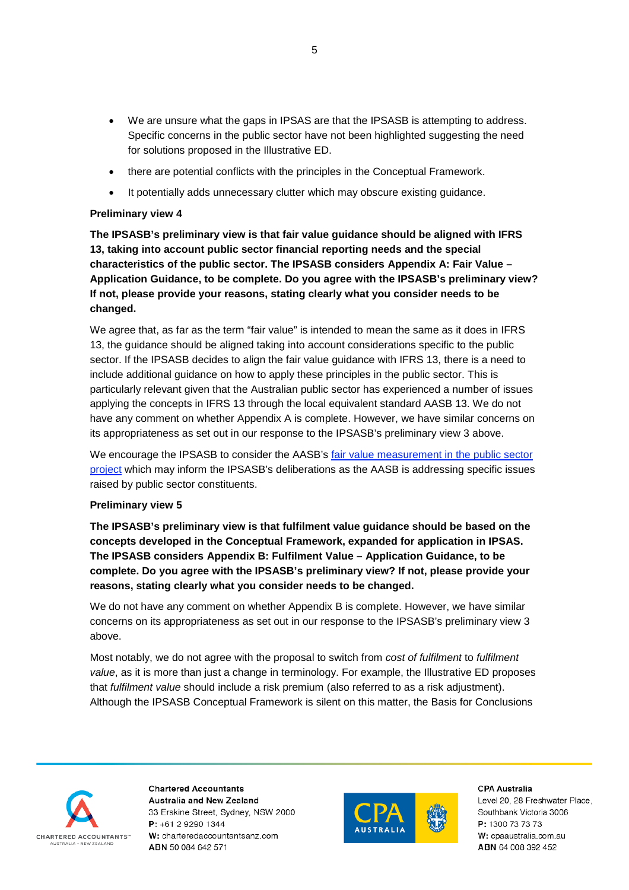- We are unsure what the gaps in IPSAS are that the IPSASB is attempting to address. Specific concerns in the public sector have not been highlighted suggesting the need for solutions proposed in the Illustrative ED.
- there are potential conflicts with the principles in the Conceptual Framework.
- It potentially adds unnecessary clutter which may obscure existing guidance.

**Preliminary view 4**

**The IPSASB's preliminary view is that fair value guidance should be aligned with IFRS 13, taking into account public sector financial reporting needs and the special characteristics of the public sector. The IPSASB considers Appendix A: Fair Value – Application Guidance, to be complete. Do you agree with the IPSASB's preliminary view? If not, please provide your reasons, stating clearly what you consider needs to be changed.**

We agree that, as far as the term "fair value" is intended to mean the same as it does in IFRS 13, the guidance should be aligned taking into account considerations specific to the public sector. If the IPSASB decides to align the fair value guidance with IFRS 13, there is a need to include additional guidance on how to apply these principles in the public sector. This is particularly relevant given that the Australian public sector has experienced a number of issues applying the concepts in IFRS 13 through the local equivalent standard AASB 13. We do not have any comment on whether Appendix A is complete. However, we have similar concerns on its appropriateness as set out in our response to the IPSASB's preliminary view 3 above.

We encourage the IPSASB to consider the AASB's [fair value measurement in the public sector project] which may inform the IPSASB's deliberations as the AASB is addressing specific issues raised by public sector constituents.

**Preliminary view 5**

**The IPSASB's preliminary view is that fulfilment value guidance should be based on the concepts developed in the Conceptual Framework, expanded for application in IPSAS. The IPSASB considers Appendix B: Fulfilment Value – Application Guidance, to be complete. Do you agree with the IPSASB's preliminary view? If not, please provide your reasons, stating clearly what you consider needs to be changed.**

We do not have any comment on whether Appendix B is complete. However, we have similar concerns on its appropriateness as set out in our response to the IPSASB's preliminary view 3 above.

Most notably, we do not agree with the proposal to switch from *cost of fulfilment* to *fulfilment value*, as it is more than just a change in terminology. For example, the Illustrative ED proposes that *fulfilment value* should include a risk premium (also referred to as a risk adjustment). Although the IPSASB Conceptual Framework is silent on this matter, the Basis for Conclusions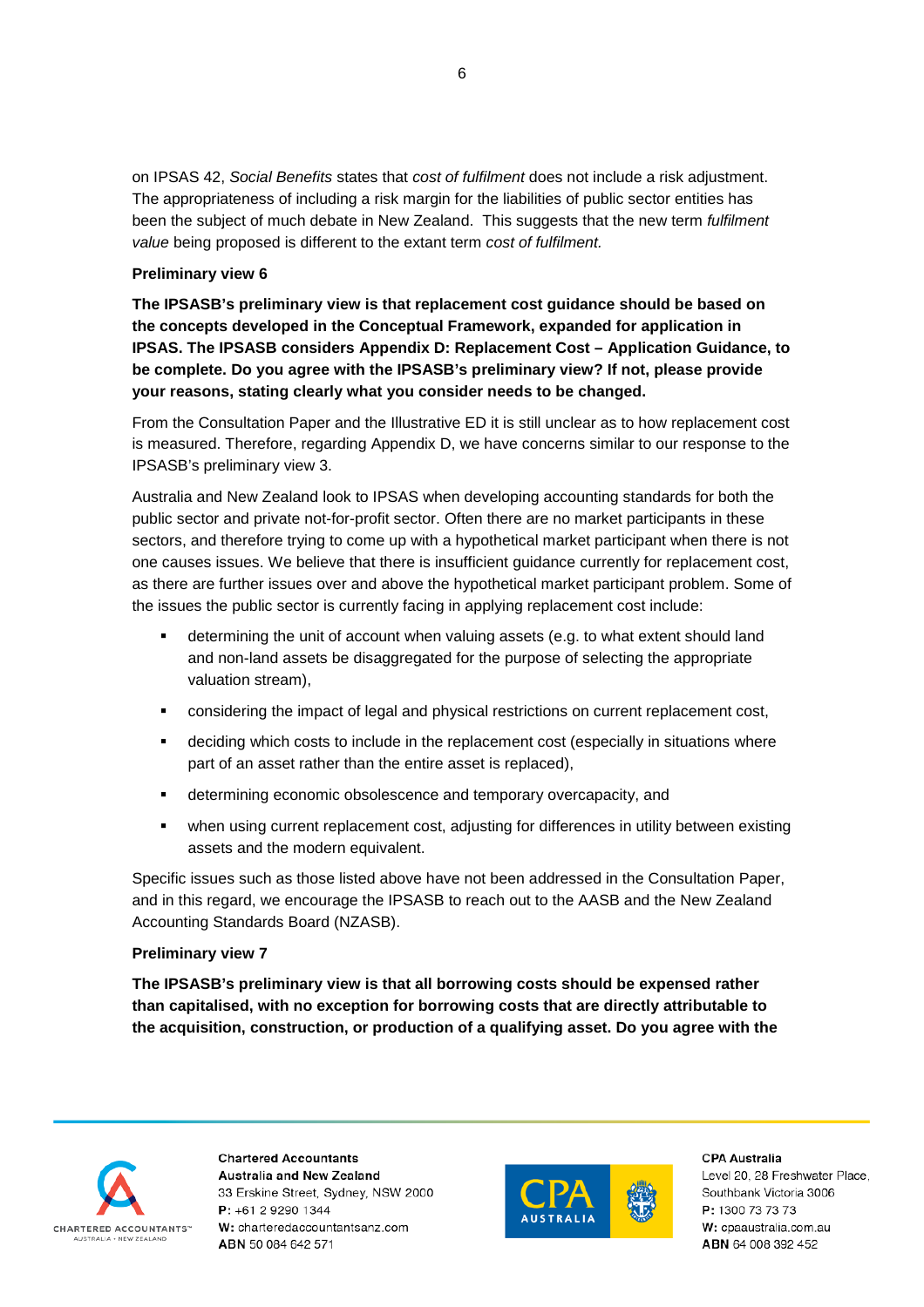on IPSAS 42, *Social Benefits* states that *cost of fulfilment* does not include a risk adjustment. The appropriateness of including a risk margin for the liabilities of public sector entities has been the subject of much debate in New Zealand. This suggests that the new term *fulfilment value* being proposed is different to the extant term *cost of fulfilment.*

**Preliminary view 6**

**The IPSASB's preliminary view is that replacement cost guidance should be based on the concepts developed in the Conceptual Framework, expanded for application in IPSAS. The IPSASB considers Appendix D: Replacement Cost – Application Guidance, to be complete. Do you agree with the IPSASB's preliminary view? If not, please provide your reasons, stating clearly what you consider needs to be changed.**

From the Consultation Paper and the Illustrative ED it is still unclear as to how replacement cost is measured. Therefore, regarding Appendix D, we have concerns similar to our response to the IPSASB's preliminary view 3.

Australia and New Zealand look to IPSAS when developing accounting standards for both the public sector and private not-for-profit sector. Often there are no market participants in these sectors, and therefore trying to come up with a hypothetical market participant when there is not one causes issues. We believe that there is insufficient guidance currently for replacement cost, as there are further issues over and above the hypothetical market participant problem. Some of the issues the public sector is currently facing in applying replacement cost include:

- determining the unit of account when valuing assets (e.g. to what extent should land and non-land assets be disaggregated for the purpose of selecting the appropriate valuation stream),
- considering the impact of legal and physical restrictions on current replacement cost,
- deciding which costs to include in the replacement cost (especially in situations where part of an asset rather than the entire asset is replaced),
- determining economic obsolescence and temporary overcapacity, and
- when using current replacement cost, adjusting for differences in utility between existing assets and the modern equivalent.

Specific issues such as those listed above have not been addressed in the Consultation Paper, and in this regard, we encourage the IPSASB to reach out to the AASB and the New Zealand Accounting Standards Board (NZASB).

**Preliminary view 7**

**The IPSASB's preliminary view is that all borrowing costs should be expensed rather than capitalised, with no exception for borrowing costs that are directly attributable to the acquisition, construction, or production of a qualifying asset. Do you agree with the**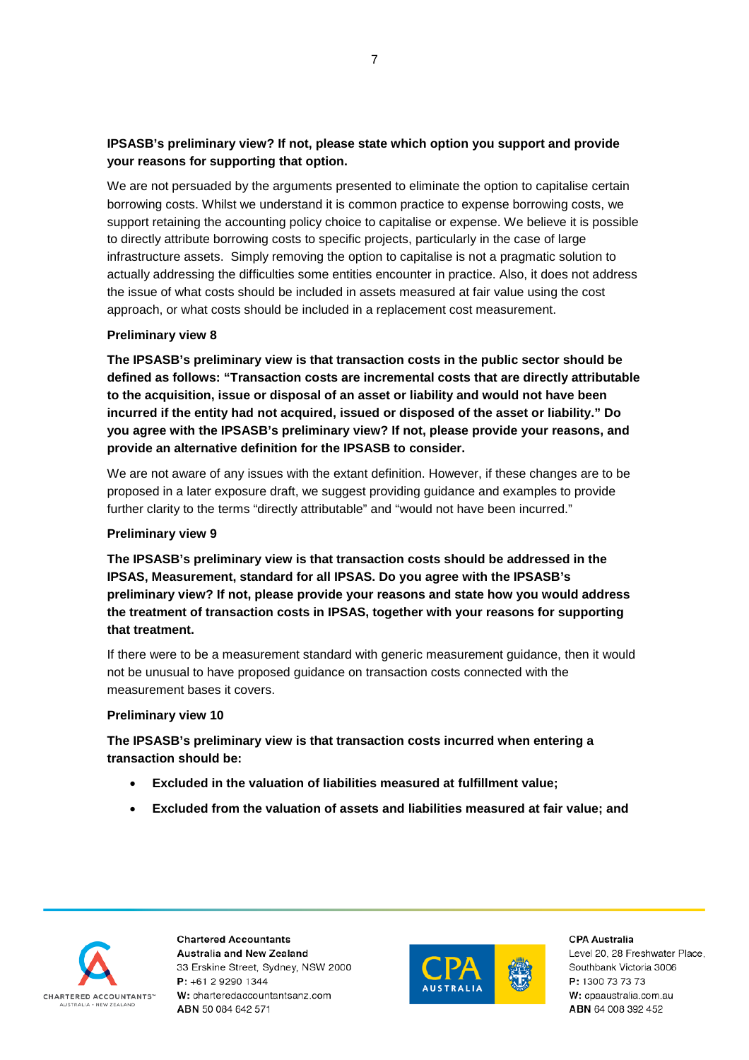**IPSASB's preliminary view? If not, please state which option you support and provide your reasons for supporting that option.**

We are not persuaded by the arguments presented to eliminate the option to capitalise certain borrowing costs. Whilst we understand it is common practice to expense borrowing costs, we support retaining the accounting policy choice to capitalise or expense. We believe it is possible to directly attribute borrowing costs to specific projects, particularly in the case of large infrastructure assets. Simply removing the option to capitalise is not a pragmatic solution to actually addressing the difficulties some entities encounter in practice. Also, it does not address the issue of what costs should be included in assets measured at fair value using the cost approach, or what costs should be included in a replacement cost measurement.

**Preliminary view 8**

**The IPSASB's preliminary view is that transaction costs in the public sector should be defined as follows: "Transaction costs are incremental costs that are directly attributable to the acquisition, issue or disposal of an asset or liability and would not have been incurred if the entity had not acquired, issued or disposed of the asset or liability." Do you agree with the IPSASB's preliminary view? If not, please provide your reasons, and provide an alternative definition for the IPSASB to consider.**

We are not aware of any issues with the extant definition. However, if these changes are to be proposed in a later exposure draft, we suggest providing guidance and examples to provide further clarity to the terms "directly attributable" and "would not have been incurred."

**Preliminary view 9**

**The IPSASB's preliminary view is that transaction costs should be addressed in the IPSAS, Measurement, standard for all IPSAS. Do you agree with the IPSASB's preliminary view? If not, please provide your reasons and state how you would address the treatment of transaction costs in IPSAS, together with your reasons for supporting that treatment.**

If there were to be a measurement standard with generic measurement guidance, then it would not be unusual to have proposed guidance on transaction costs connected with the measurement bases it covers.

**Preliminary view 10**

**The IPSASB's preliminary view is that transaction costs incurred when entering a transaction should be:**

- **Excluded in the valuation of liabilities measured at fulfillment value;**
- **Excluded from the valuation of assets and liabilities measured at fair value; and**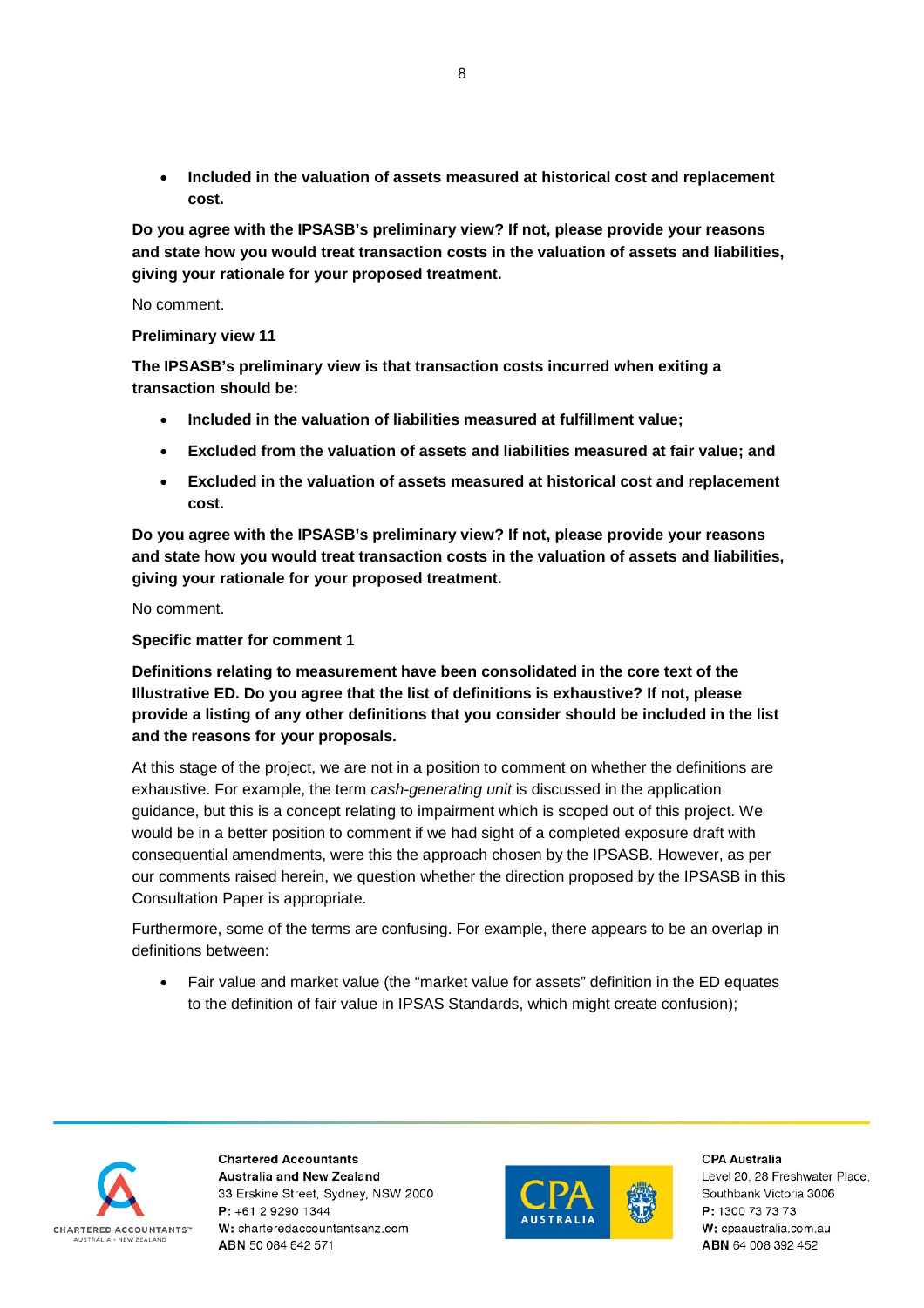- **Included in the valuation of assets measured at historical cost and replacement cost.**

**Do you agree with the IPSASB's preliminary view? If not, please provide your reasons and state how you would treat transaction costs in the valuation of assets and liabilities, giving your rationale for your proposed treatment.**

No comment.

**Preliminary view 11**

**The IPSASB's preliminary view is that transaction costs incurred when exiting a transaction should be:**

- **Included in the valuation of liabilities measured at fulfillment value;**
- **Excluded from the valuation of assets and liabilities measured at fair value; and**
- **Excluded in the valuation of assets measured at historical cost and replacement cost.**

**Do you agree with the IPSASB's preliminary view? If not, please provide your reasons and state how you would treat transaction costs in the valuation of assets and liabilities, giving your rationale for your proposed treatment.**

No comment.

**Specific matter for comment 1**

**Definitions relating to measurement have been consolidated in the core text of the Illustrative ED. Do you agree that the list of definitions is exhaustive? If not, please provide a listing of any other definitions that you consider should be included in the list and the reasons for your proposals.**

At this stage of the project, we are not in a position to comment on whether the definitions are exhaustive. For example, the term *cash-generating unit* is discussed in the application guidance, but this is a concept relating to impairment which is scoped out of this project. We would be in a better position to comment if we had sight of a completed exposure draft with consequential amendments, were this the approach chosen by the IPSASB. However, as per our comments raised herein, we question whether the direction proposed by the IPSASB in this Consultation Paper is appropriate.

Furthermore, some of the terms are confusing. For example, there appears to be an overlap in definitions between:

- Fair value and market value (the "market value for assets" definition in the ED equates to the definition of fair value in IPSAS Standards, which might create confusion);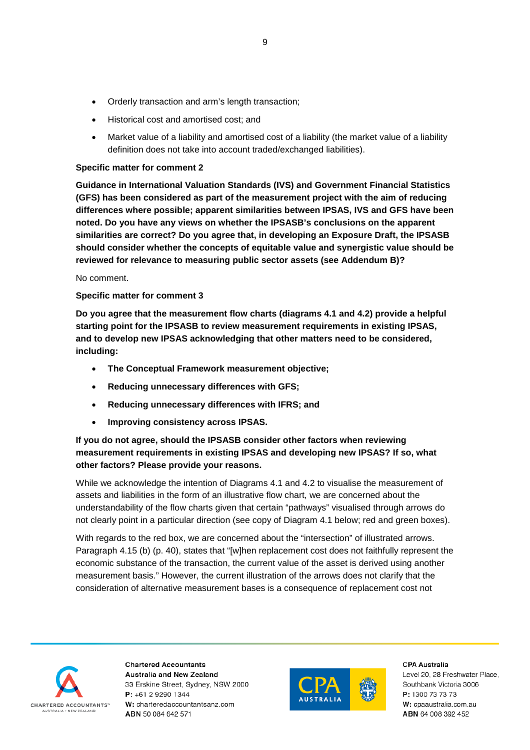- Orderly transaction and arm's length transaction;
- Historical cost and amortised cost; and
- Market value of a liability and amortised cost of a liability (the market value of a liability definition does not take into account traded/exchanged liabilities).

**Specific matter for comment 2**

**Guidance in International Valuation Standards (IVS) and Government Financial Statistics (GFS) has been considered as part of the measurement project with the aim of reducing differences where possible; apparent similarities between IPSAS, IVS and GFS have been noted. Do you have any views on whether the IPSASB's conclusions on the apparent similarities are correct? Do you agree that, in developing an Exposure Draft, the IPSASB should consider whether the concepts of equitable value and synergistic value should be reviewed for relevance to measuring public sector assets (see Addendum B)?**

No comment.

**Specific matter for comment 3**

**Do you agree that the measurement flow charts (diagrams 4.1 and 4.2) provide a helpful starting point for the IPSASB to review measurement requirements in existing IPSAS, and to develop new IPSAS acknowledging that other matters need to be considered, including:**

- **The Conceptual Framework measurement objective;**
- **Reducing unnecessary differences with GFS;**
- **Reducing unnecessary differences with IFRS; and**
- **Improving consistency across IPSAS.**

**If you do not agree, should the IPSASB consider other factors when reviewing measurement requirements in existing IPSAS and developing new IPSAS? If so, what other factors? Please provide your reasons.**

While we acknowledge the intention of Diagrams 4.1 and 4.2 to visualise the measurement of assets and liabilities in the form of an illustrative flow chart, we are concerned about the understandability of the flow charts given that certain "pathways" visualised through arrows do not clearly point in a particular direction (see copy of Diagram 4.1 below; red and green boxes).

With regards to the red box, we are concerned about the "intersection" of illustrated arrows. Paragraph 4.15 (b) (p. 40), states that "[w]hen replacement cost does not faithfully represent the economic substance of the transaction, the current value of the asset is derived using another measurement basis." However, the current illustration of the arrows does not clarify that the consideration of alternative measurement bases is a consequence of replacement cost not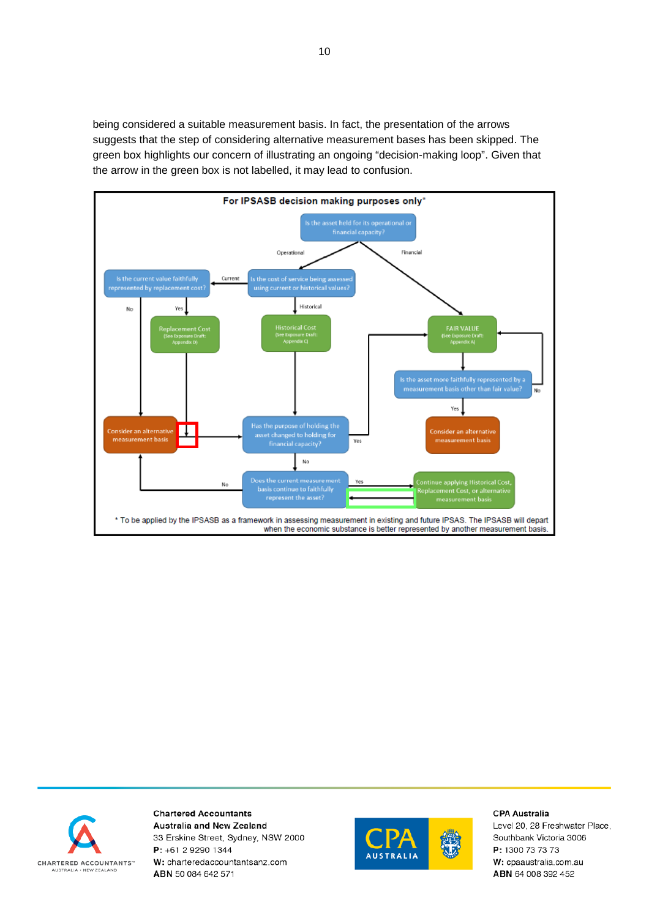being considered a suitable measurement basis. In fact, the presentation of the arrows suggests that the step of considering alternative measurement bases has been skipped. The green box highlights our concern of illustrating an ongoing "decision-making loop". Given that the arrow in the green box is not labelled, it may lead to confusion.

For IPSASB decision making purposes only*

Is the asset held for its operational or financial capacity?

Operational

Financial

Is the current value faithfully represented by replacement cost?

Current

Is the cost of service being assessed using current or historical values?

Historical

No

Yes

Replacement Cost (See Exposure Draft: Appendix D)

Historical Cost (See Exposure Draft: Appendix C)

FAIR VALUE (See Exposure Draft: Appendix A)

Is the asset more faithfully represented by a measurement basis other than fair value?

No

Yes

Consider an alternative measurement basis

Has the purpose of holding the asset changed to holding for financial capacity?

Yes

Consider an alternative measurement basis

No

Does the current measurement basis continue to faithfully represent the asset?

No

Yes

Continue applying Historical Cost, Replacement Cost, or alternative measurement basis

* To be applied by the IPSASB as a framework in assessing measurement in existing and future IPSAS. The IPSASB will depart when the economic substance is better represented by another measurement basis.

**Chartered Accountants Australia and New Zealand**
33 Erskine Street, Sydney, NSW 2000
**P:** +61 2 9290 1344
**W:** charteredaccountantsanz.com
**ABN** 50 084 642 571

**CPA Australia**
Level 20, 28 Freshwater Place, Southbank Victoria 3006
**P:** 1300 73 73 73
**W:** cpaaustralia.com.au
**ABN** 64 008 392 452